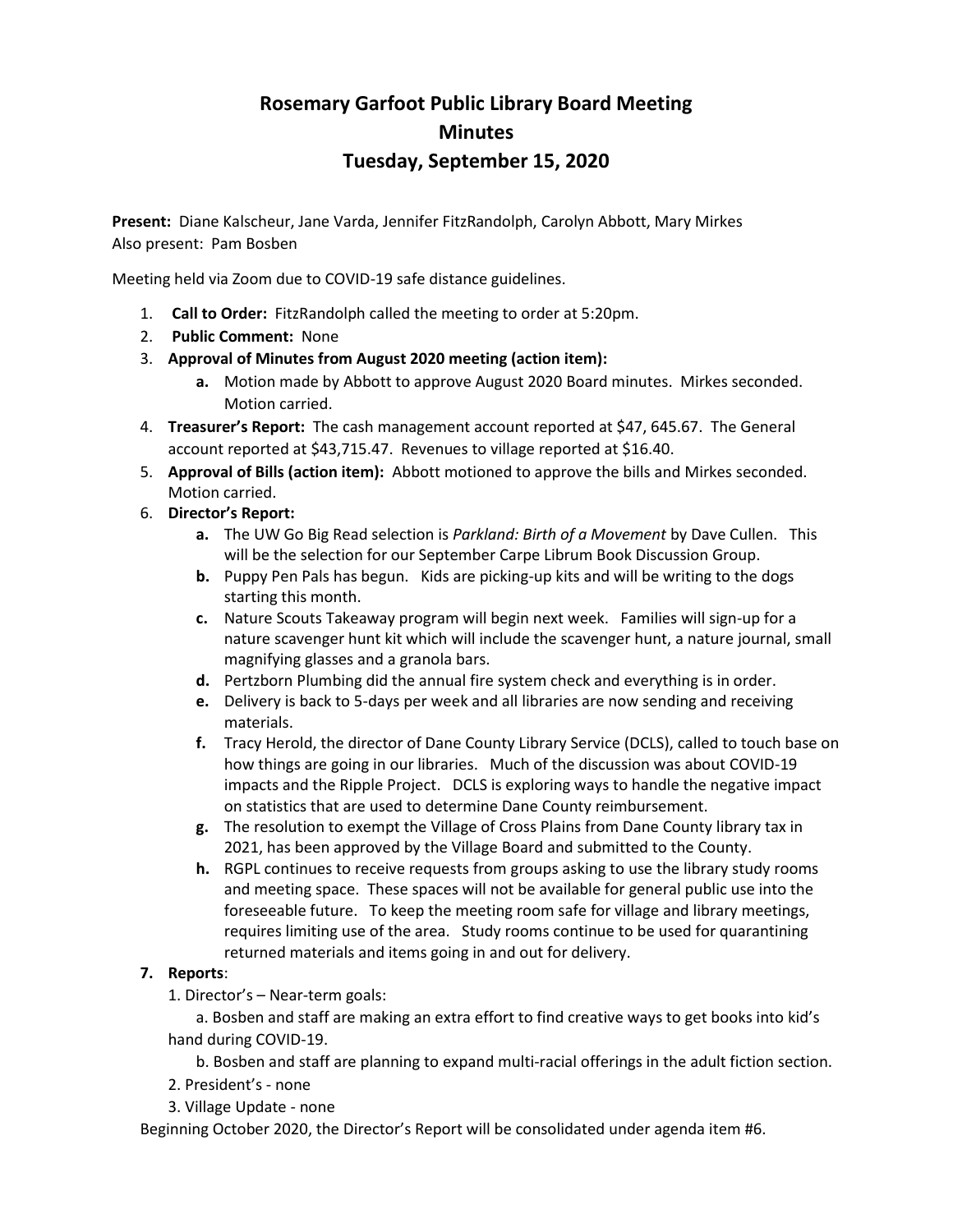# Rosemary Garfoot Public Library Board Meeting
# Minutes
# Tuesday, September 15, 2020

**Present:** Diane Kalscheur, Jane Varda, Jennifer FitzRandolph, Carolyn Abbott, Mary Mirkes
Also present: Pam Bosben

Meeting held via Zoom due to COVID-19 safe distance guidelines.

1. **Call to Order:** FitzRandolph called the meeting to order at 5:20pm.
2. **Public Comment:** None
3. **Approval of Minutes from August 2020 meeting (action item):**
   a. Motion made by Abbott to approve August 2020 Board minutes. Mirkes seconded. Motion carried.
4. **Treasurer's Report:** The cash management account reported at $47, 645.67. The General account reported at $43,715.47. Revenues to village reported at $16.40.
5. **Approval of Bills (action item):** Abbott motioned to approve the bills and Mirkes seconded. Motion carried.
6. **Director's Report:**
   a. The UW Go Big Read selection is *Parkland: Birth of a Movement* by Dave Cullen. This will be the selection for our September Carpe Librum Book Discussion Group.
   b. Puppy Pen Pals has begun. Kids are picking-up kits and will be writing to the dogs starting this month.
   c. Nature Scouts Takeaway program will begin next week. Families will sign-up for a nature scavenger hunt kit which will include the scavenger hunt, a nature journal, small magnifying glasses and a granola bars.
   d. Pertzborn Plumbing did the annual fire system check and everything is in order.
   e. Delivery is back to 5-days per week and all libraries are now sending and receiving materials.
   f. Tracy Herold, the director of Dane County Library Service (DCLS), called to touch base on how things are going in our libraries. Much of the discussion was about COVID-19 impacts and the Ripple Project. DCLS is exploring ways to handle the negative impact on statistics that are used to determine Dane County reimbursement.
   g. The resolution to exempt the Village of Cross Plains from Dane County library tax in 2021, has been approved by the Village Board and submitted to the County.
   h. RGPL continues to receive requests from groups asking to use the library study rooms and meeting space. These spaces will not be available for general public use into the foreseeable future. To keep the meeting room safe for village and library meetings, requires limiting use of the area. Study rooms continue to be used for quarantining returned materials and items going in and out for delivery.
7. **Reports**:

   1. Director's – Near-term goals:

      a. Bosben and staff are making an extra effort to find creative ways to get books into kid's hand during COVID-19.

      b. Bosben and staff are planning to expand multi-racial offerings in the adult fiction section.

   2. President's - none

   3. Village Update - none

Beginning October 2020, the Director's Report will be consolidated under agenda item #6.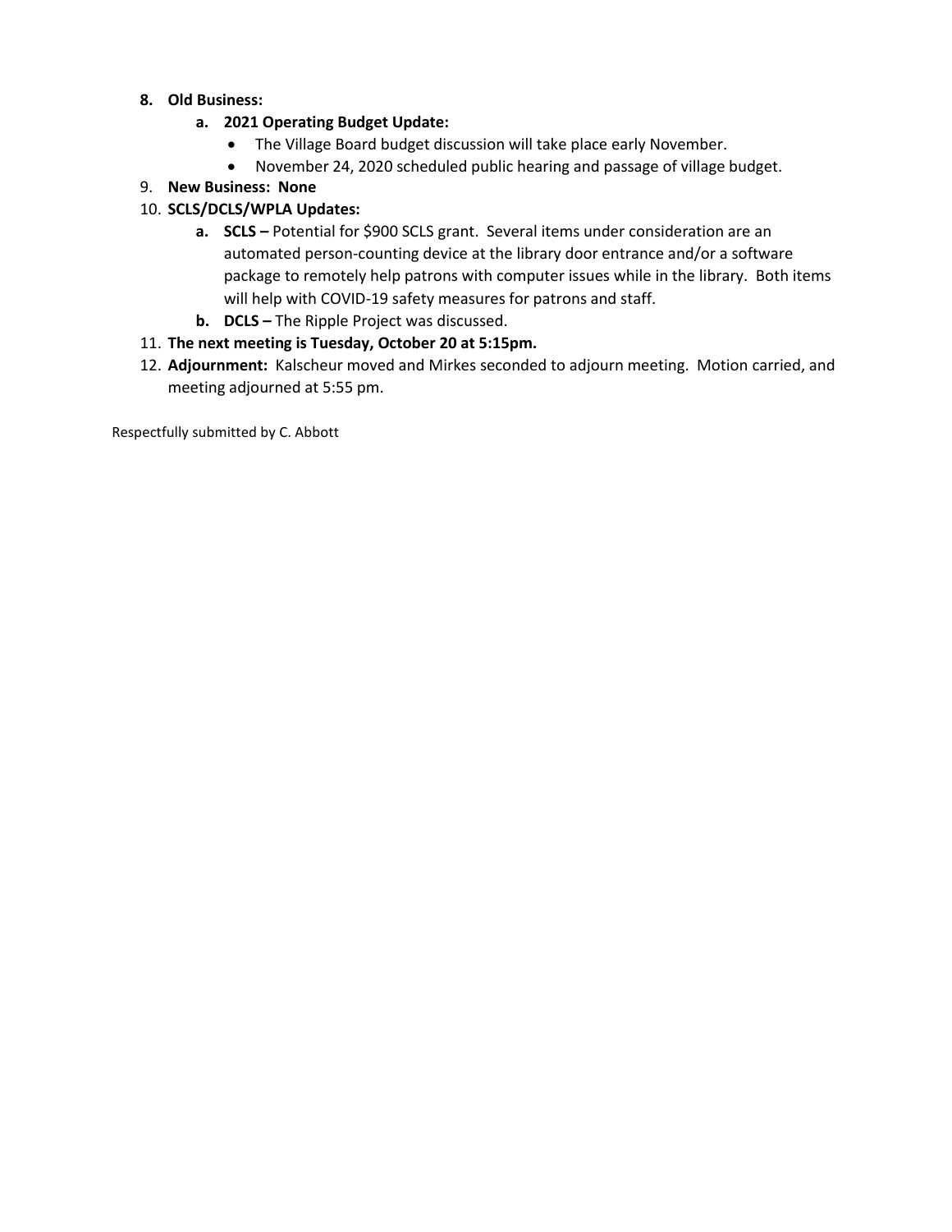8. **Old Business:**
    a. **2021 Operating Budget Update:**
        - The Village Board budget discussion will take place early November.
        - November 24, 2020 scheduled public hearing and passage of village budget.
9. **New Business: None**
10. **SCLS/DCLS/WPLA Updates:**
    a. **SCLS –** Potential for $900 SCLS grant. Several items under consideration are an automated person-counting device at the library door entrance and/or a software package to remotely help patrons with computer issues while in the library. Both items will help with COVID-19 safety measures for patrons and staff.
    b. **DCLS –** The Ripple Project was discussed.
11. **The next meeting is Tuesday, October 20 at 5:15pm.**
12. **Adjournment:** Kalscheur moved and Mirkes seconded to adjourn meeting. Motion carried, and meeting adjourned at 5:55 pm.

Respectfully submitted by C. Abbott